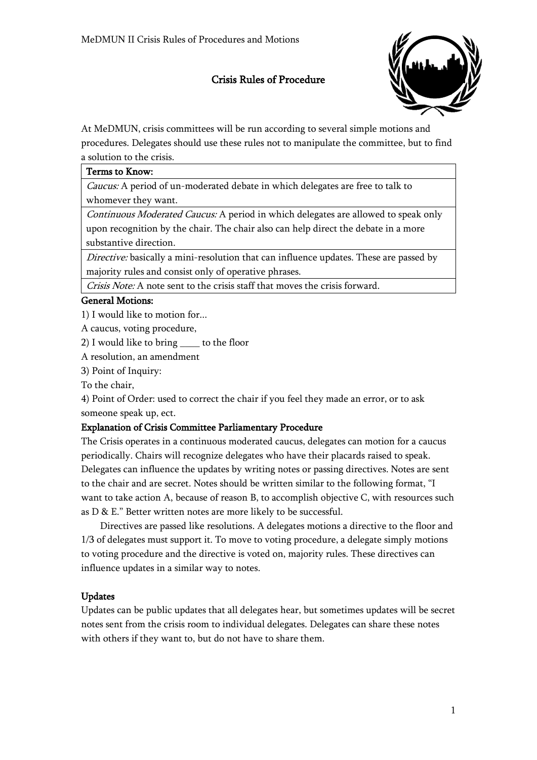# Crisis Rules of Procedure

At MeDMUN, crisis committees will be run according to several simple motions and procedures. Delegates should use these rules not to manipulate the committee, but to find a solution to the crisis.

| **Terms to Know:** |
| --- |
| *Caucus:* A period of un-moderated debate in which delegates are free to talk to whomever they want. |
| *Continuous Moderated Caucus:* A period in which delegates are allowed to speak only upon recognition by the chair. The chair also can help direct the debate in a more substantive direction. |
| *Directive:* basically a mini-resolution that can influence updates. These are passed by majority rules and consist only of operative phrases. |
| *Crisis Note:* A note sent to the crisis staff that moves the crisis forward. |

**General Motions:**

1) I would like to motion for...

A caucus, voting procedure,

2) I would like to bring ____ to the floor

A resolution, an amendment

3) Point of Inquiry:

To the chair,

4) Point of Order: used to correct the chair if you feel they made an error, or to ask someone speak up, ect.

**Explanation of Crisis Committee Parliamentary Procedure**

The Crisis operates in a continuous moderated caucus, delegates can motion for a caucus periodically. Chairs will recognize delegates who have their placards raised to speak. Delegates can influence the updates by writing notes or passing directives. Notes are sent to the chair and are secret. Notes should be written similar to the following format, "I want to take action A, because of reason B, to accomplish objective C, with resources such as D & E." Better written notes are more likely to be successful.

Directives are passed like resolutions. A delegates motions a directive to the floor and 1/3 of delegates must support it. To move to voting procedure, a delegate simply motions to voting procedure and the directive is voted on, majority rules. These directives can influence updates in a similar way to notes.

**Updates**

Updates can be public updates that all delegates hear, but sometimes updates will be secret notes sent from the crisis room to individual delegates. Delegates can share these notes with others if they want to, but do not have to share them.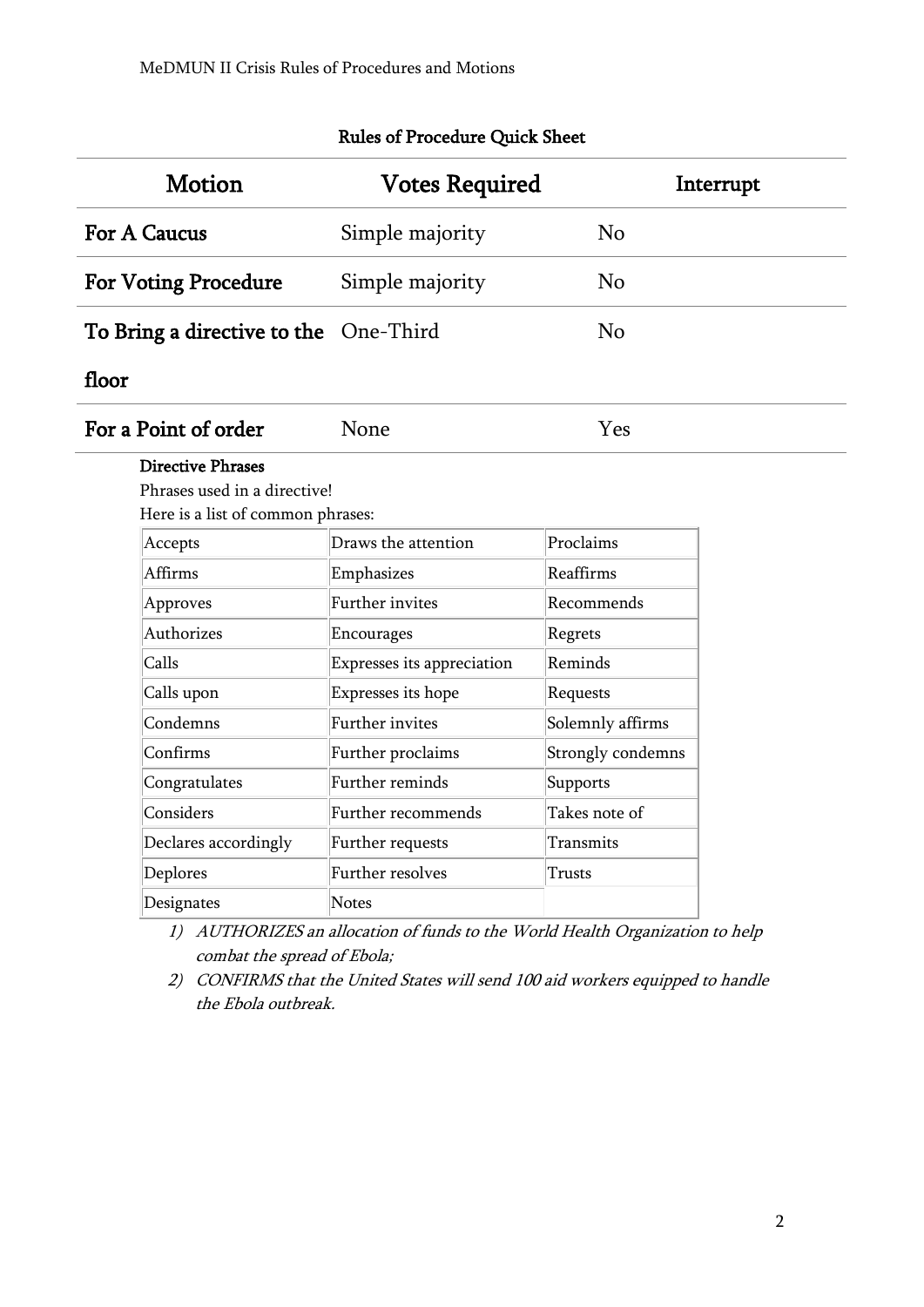## Rules of Procedure Quick Sheet

| Motion | Votes Required | Interrupt |
|---|---|---|
| **For A Caucus** | Simple majority | No |
| **For Voting Procedure** | Simple majority | No |
| **To Bring a directive to the floor** | One-Third | No |
| **For a Point of order** | None | Yes |

### Directive Phrases

Phrases used in a directive!

Here is a list of common phrases:

| | | |
|---|---|---|
| Accepts | Draws the attention | Proclaims |
| Affirms | Emphasizes | Reaffirms |
| Approves | Further invites | Recommends |
| Authorizes | Encourages | Regrets |
| Calls | Expresses its appreciation | Reminds |
| Calls upon | Expresses its hope | Requests |
| Condemns | Further invites | Solemnly affirms |
| Confirms | Further proclaims | Strongly condemns |
| Congratulates | Further reminds | Supports |
| Considers | Further recommends | Takes note of |
| Declares accordingly | Further requests | Transmits |
| Deplores | Further resolves | Trusts |
| Designates | Notes | |

1) *AUTHORIZES an allocation of funds to the World Health Organization to help combat the spread of Ebola;*
2) *CONFIRMS that the United States will send 100 aid workers equipped to handle the Ebola outbreak.*